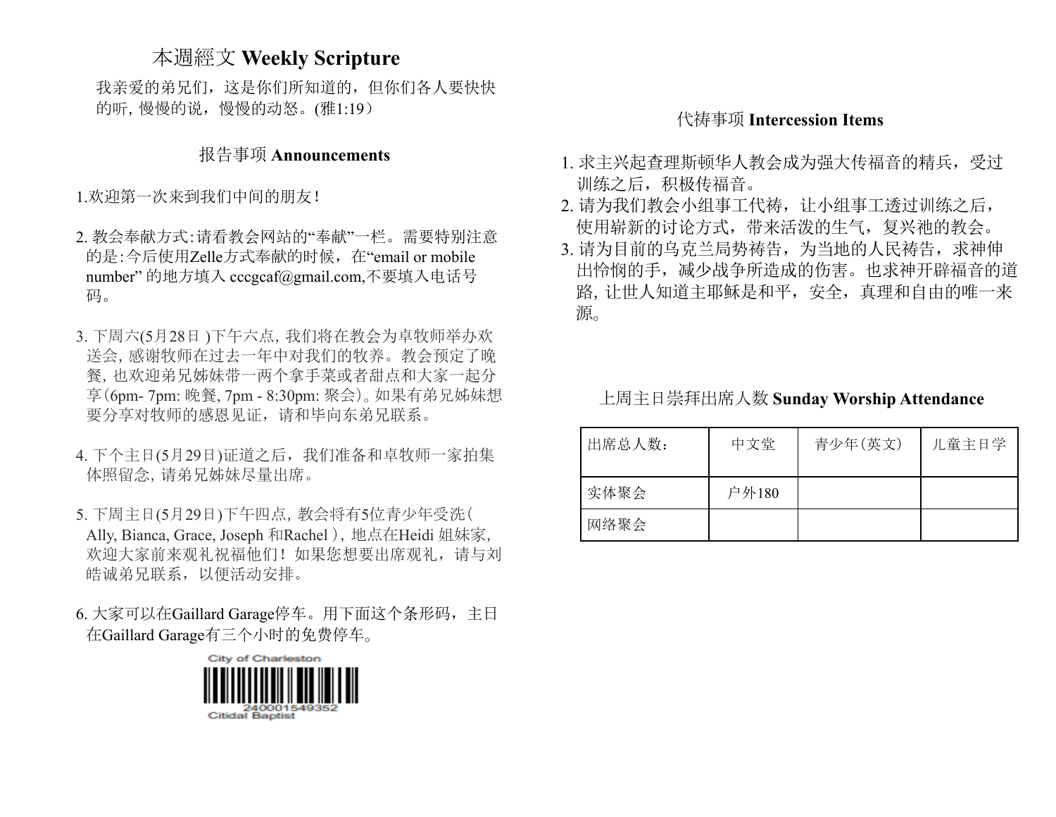## 本週經文 Weekly Scripture

我亲爱的弟兄们，这是你们所知道的，但你们各人要快快的听, 慢慢的说，慢慢的动怒。(雅1:19）

## 报告事项 Announcements

1.欢迎第一次来到我们中间的朋友！

2. 教会奉献方式:请看教会网站的“奉献”一栏。需要特别注意的是:今后使用Zelle方式奉献的时候，在“email or mobile number” 的地方填入 cccgcaf@gmail.com,不要填入电话号码。

3. 下周六(5月28日 )下午六点, 我们将在教会为卓牧师举办欢送会, 感谢牧师在过去一年中对我们的牧养。教会预定了晚餐, 也欢迎弟兄姊妹带一两个拿手菜或者甜点和大家一起分享(6pm- 7pm: 晚餐, 7pm - 8:30pm: 聚会)。如果有弟兄姊妹想要分享对牧师的感恩见证，请和毕向东弟兄联系。

4. 下个主日(5月29日)证道之后，我们准备和卓牧师一家拍集体照留念, 请弟兄姊妹尽量出席。

5. 下周主日(5月29日)下午四点, 教会将有5位青少年受洗( Ally, Bianca, Grace, Joseph 和Rachel ), 地点在Heidi 姐妹家, 欢迎大家前来观礼祝福他们! 如果您想要出席观礼，请与刘皓诚弟兄联系，以便活动安排。

6. 大家可以在Gaillard Garage停车。用下面这个条形码，主日在Gaillard Garage有三个小时的免费停车。

City of Charleston
240001549352
Citidal Baptist

## 代祷事项 Intercession Items

1. 求主兴起查理斯顿华人教会成为强大传福音的精兵，受过训练之后，积极传福音。
2. 请为我们教会小组事工代祷，让小组事工透过训练之后，使用崭新的讨论方式，带来活泼的生气，复兴祂的教会。
3. 请为目前的乌克兰局势祷告，为当地的人民祷告，求神伸出怜悯的手，减少战争所造成的伤害。也求神开辟福音的道路, 让世人知道主耶稣是和平，安全，真理和自由的唯一来源。

## 上周主日崇拜出席人数 Sunday Worship Attendance

| 出席总人数: | 中文堂 | 青少年(英文) | 儿童主日学 |
| --- | --- | --- | --- |
| 实体聚会 | 户外180 | | |
| 网络聚会 | | | |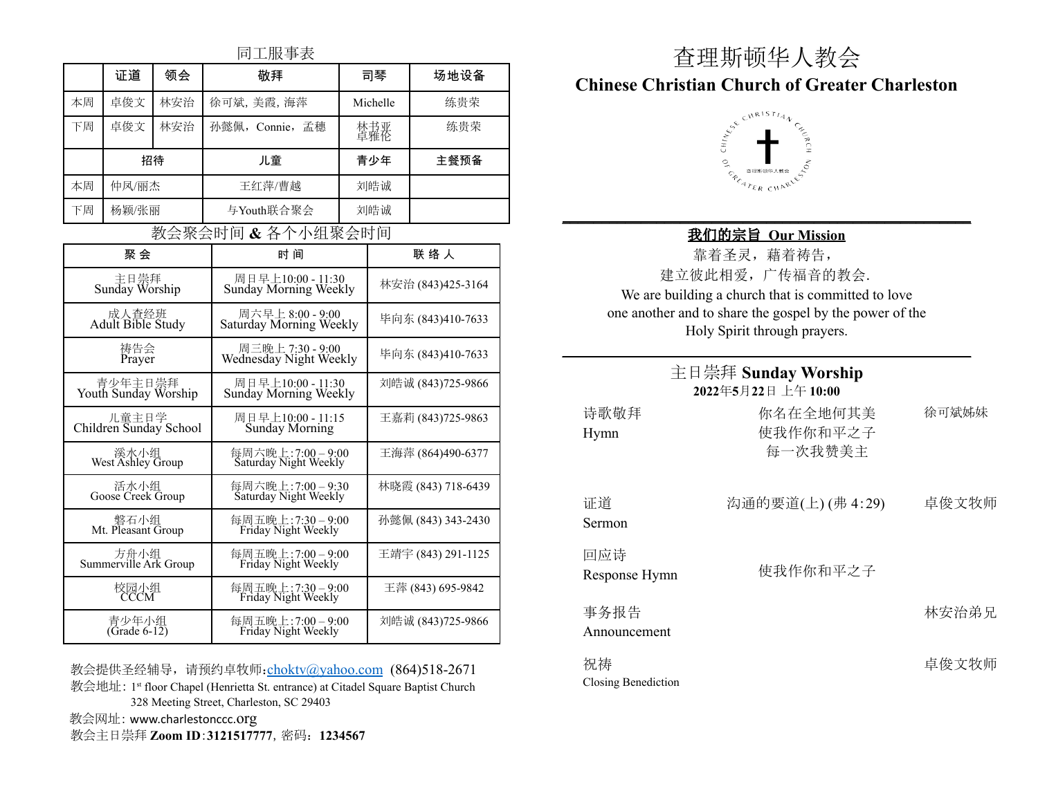同工服事表

| | 证道 | 领会 | 敬拜 | 司琴 | 场地设备 |
|---|---|---|---|---|---|
| 本周 | 卓俊文 | 林安治 | 徐可斌, 美霞, 海萍 | Michelle | 练贵荣 |
| 下周 | 卓俊文 | 林安治 | 孙懿佩，Connie，孟穗 | 林书亚 卓雅伦 | 练贵荣 |
| | 招待 | | 儿童 | 青少年 | 主餐预备 |
| 本周 | 仲凤/丽杰 | | 王红萍/曹越 | 刘皓诚 | |
| 下周 | 杨颖/张丽 | | 与Youth联合聚会 | 刘皓诚 | |

教会聚会时间 **&** 各个小组聚会时间

| 聚 会 | 时 间 | 联 络 人 |
|---|---|---|
| 主日崇拜 Sunday Worship | 周日早上10:00 - 11:30 Sunday Morning Weekly | 林安治 (843)425-3164 |
| 成人查经班 Adult Bible Study | 周六早上 8:00 - 9:00 Saturday Morning Weekly | 毕向东 (843)410-7633 |
| 祷告会 Prayer | 周三晚上 7:30 - 9:00 Wednesday Night Weekly | 毕向东 (843)410-7633 |
| 青少年主日崇拜 Youth Sunday Worship | 周日早上10:00 - 11:30 Sunday Morning Weekly | 刘皓诚 (843)725-9866 |
| 儿童主日学 Children Sunday School | 周日早上10:00 - 11:15 Sunday Morning | 王嘉莉 (843)725-9863 |
| 溪水小组 West Ashley Group | 每周六晚上:7:00 – 9:00 Saturday Night Weekly | 王海萍 (864)490-6377 |
| 活水小组 Goose Creek Group | 每周六晚上:7:00 – 9:30 Saturday Night Weekly | 林晓霞 (843) 718-6439 |
| 磐石小组 Mt. Pleasant Group | 每周五晚上:7:30 – 9:00 Friday Night Weekly | 孙懿佩 (843) 343-2430 |
| 方舟小组 Summerville Ark Group | 每周五晚上:7:00 – 9:00 Friday Night Weekly | 王靖宇 (843) 291-1125 |
| 校园小组 CCCM | 每周五晚上:7:30 – 9:00 Friday Night Weekly | 王萍 (843) 695-9842 |
| 青少年小组 (Grade 6-12) | 每周五晚上:7:00 – 9:00 Friday Night Weekly | 刘皓诚 (843)725-9866 |

教会提供圣经辅导，请预约卓牧师**:**choktv@yahoo.com (864)518-2671
教会地址: 1st floor Chapel (Henrietta St. entrance) at Citadel Square Baptist Church
328 Meeting Street, Charleston, SC 29403
教会网址: www.charlestonccc.org
教会主日崇拜 **Zoom ID**:**3121517777**, 密码:**1234567**

# 查理斯顿华人教会
## Chinese Christian Church of Greater Charleston

**我们的宗旨 Our Mission**

靠着圣灵，藉着祷告，
建立彼此相爱，广传福音的教会.
We are building a church that is committed to love
one another and to share the gospel by the power of the
Holy Spirit through prayers.

## 主日崇拜 **Sunday Worship**
**2022**年**5**月**22**日 上午 **10:00**

| | | |
|---|---|---|
| 诗歌敬拜 Hymn | 你名在全地何其美 使我作你和平之子 每一次我赞美主 | 徐可斌姊妹 |
| 证道 Sermon | 沟通的要道(上) (弗 4:29) | 卓俊文牧师 |
| 回应诗 Response Hymn | 使我作你和平之子 | |
| 事务报告 Announcement | | 林安治弟兄 |
| 祝祷 Closing Benediction | | 卓俊文牧师 |